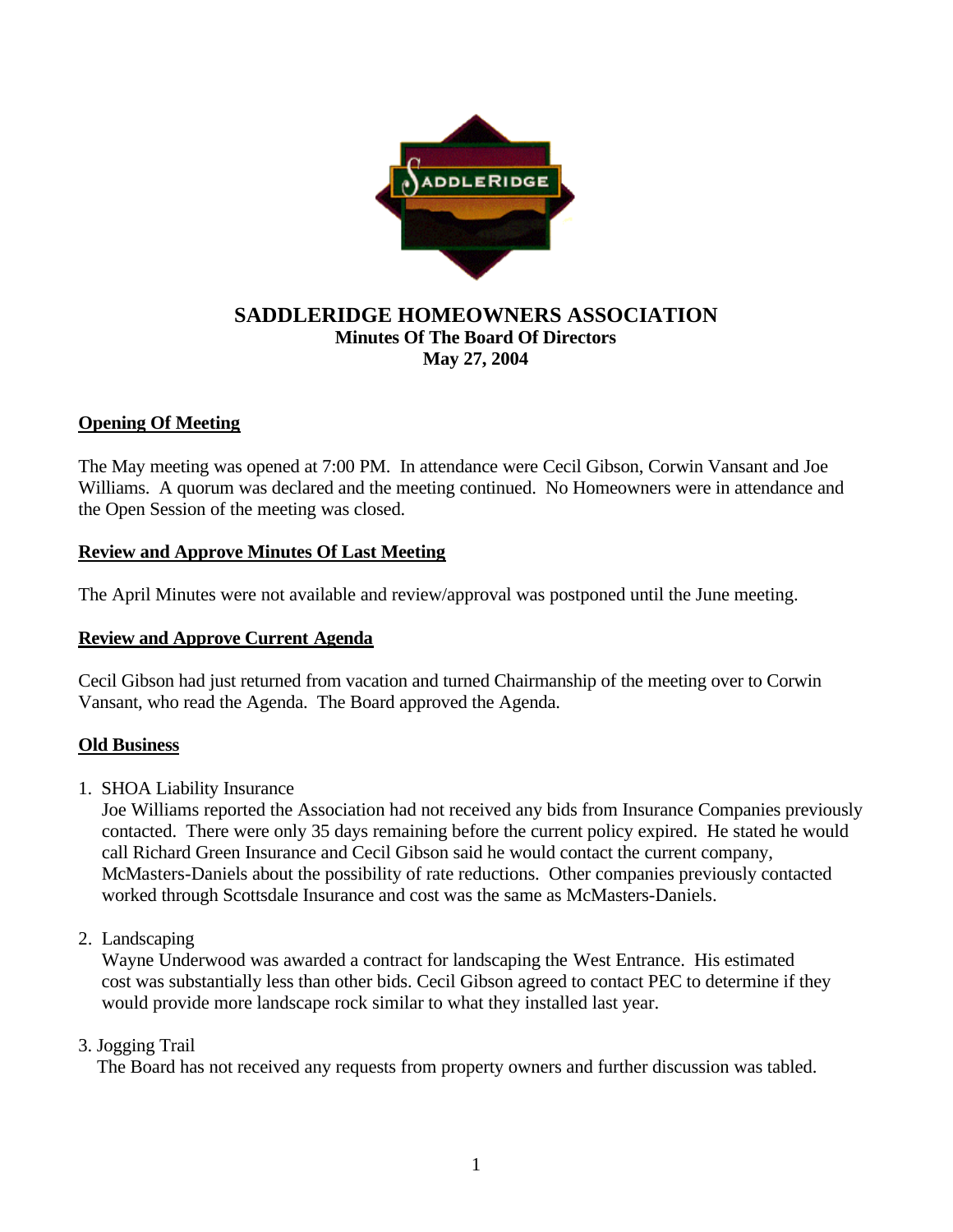# SADDLERIDGE HOMEOWNERS ASSOCIATION

### Minutes Of The Board Of Directors

### May 27, 2004

## Opening Of Meeting

The May meeting was opened at 7:00 PM. In attendance were Cecil Gibson, Corwin Vansant and Joe Williams. A quorum was declared and the meeting continued. No Homeowners were in attendance and the Open Session of the meeting was closed.

## Review and Approve Minutes Of Last Meeting

The April Minutes were not available and review/approval was postponed until the June meeting.

## Review and Approve Current Agenda

Cecil Gibson had just returned from vacation and turned Chairmanship of the meeting over to Corwin Vansant, who read the Agenda. The Board approved the Agenda.

## Old Business

1. SHOA Liability Insurance
   Joe Williams reported the Association had not received any bids from Insurance Companies previously contacted. There were only 35 days remaining before the current policy expired. He stated he would call Richard Green Insurance and Cecil Gibson said he would contact the current company, McMasters-Daniels about the possibility of rate reductions. Other companies previously contacted worked through Scottsdale Insurance and cost was the same as McMasters-Daniels.

2. Landscaping
   Wayne Underwood was awarded a contract for landscaping the West Entrance. His estimated cost was substantially less than other bids. Cecil Gibson agreed to contact PEC to determine if they would provide more landscape rock similar to what they installed last year.

3. Jogging Trail
   The Board has not received any requests from property owners and further discussion was tabled.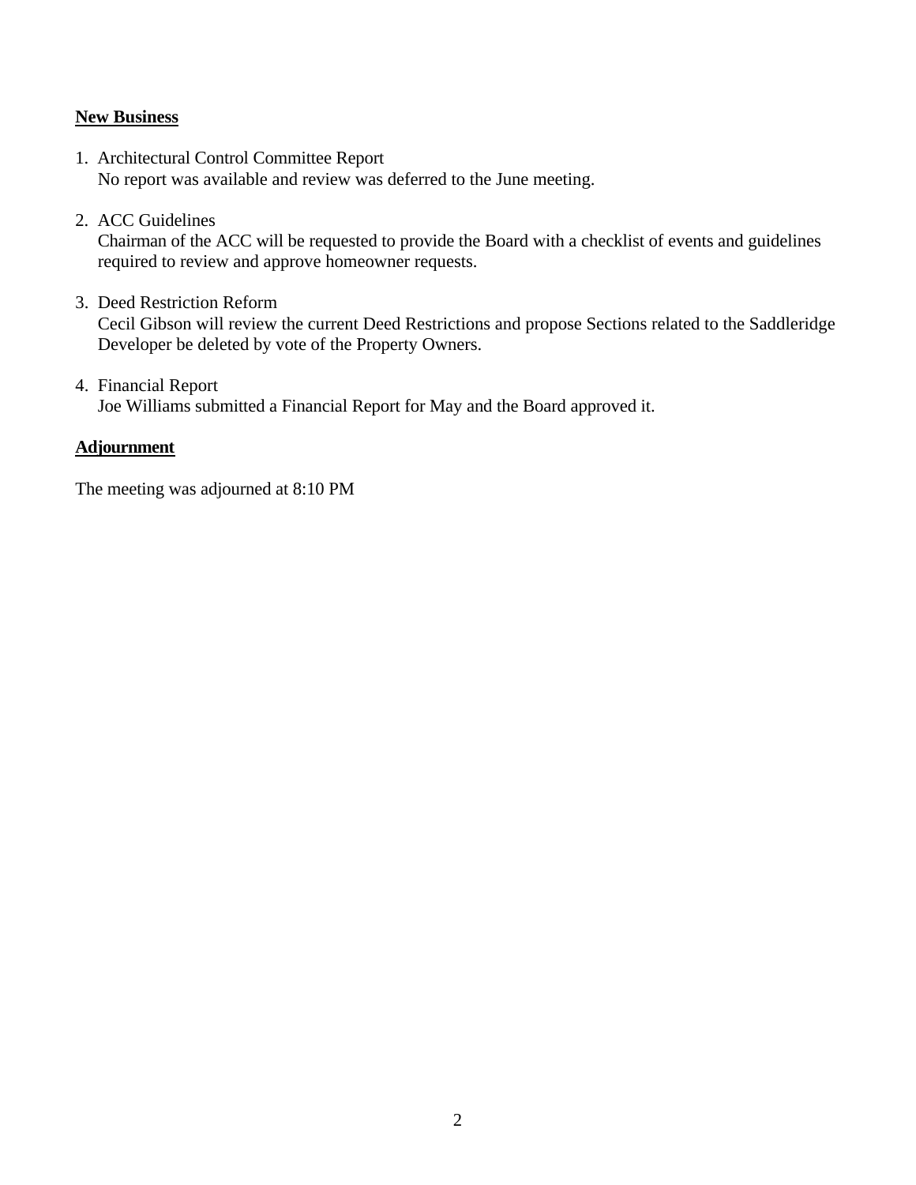**New Business**

1. Architectural Control Committee Report
   No report was available and review was deferred to the June meeting.

2. ACC Guidelines
   Chairman of the ACC will be requested to provide the Board with a checklist of events and guidelines required to review and approve homeowner requests.

3. Deed Restriction Reform
   Cecil Gibson will review the current Deed Restrictions and propose Sections related to the Saddleridge Developer be deleted by vote of the Property Owners.

4. Financial Report
   Joe Williams submitted a Financial Report for May and the Board approved it.

**Adjournment**

The meeting was adjourned at 8:10 PM